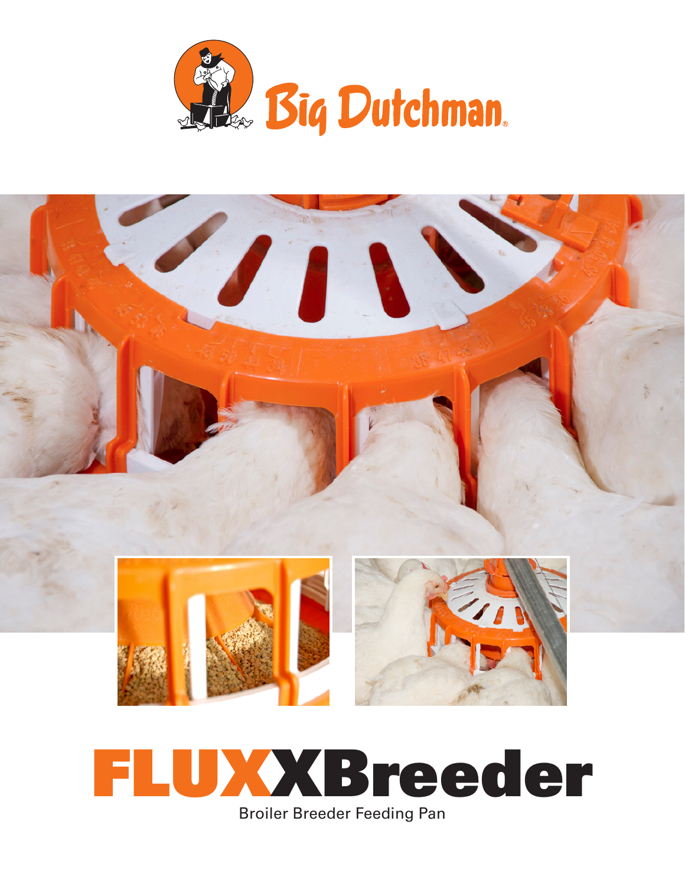Big Dutchman

# FLUXXBreeder

Broiler Breeder Feeding Pan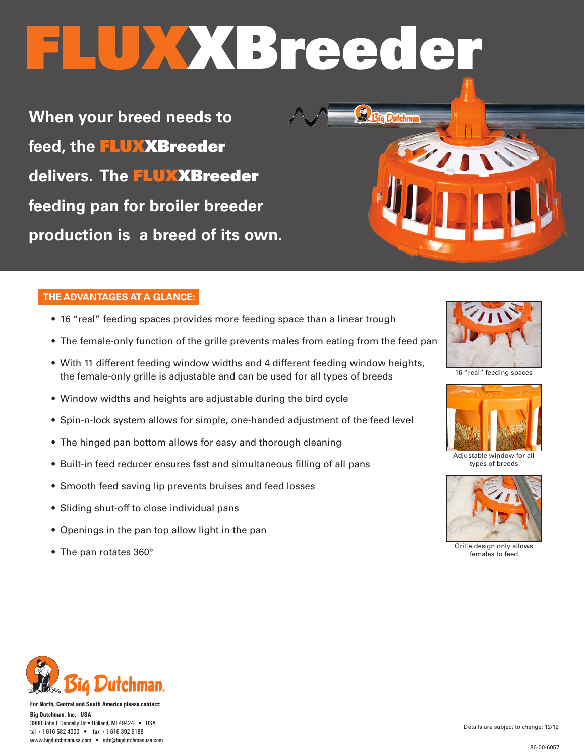# FLUXXBreeder

**When your breed needs to feed, the FLUXXBreeder delivers. The FLUXXBreeder feeding pan for broiler breeder production is a breed of its own.**

## THE ADVANTAGES AT A GLANCE:

- 16 "real" feeding spaces provides more feeding space than a linear trough
- The female-only function of the grille prevents males from eating from the feed pan
- With 11 different feeding window widths and 4 different feeding window heights, the female-only grille is adjustable and can be used for all types of breeds
- Window widths and heights are adjustable during the bird cycle
- Spin-n-lock system allows for simple, one-handed adjustment of the feed level
- The hinged pan bottom allows for easy and thorough cleaning
- Built-in feed reducer ensures fast and simultaneous filling of all pans
- Smooth feed saving lip prevents bruises and feed losses
- Sliding shut-off to close individual pans
- Openings in the pan top allow light in the pan
- The pan rotates 360°

16 "real" feeding spaces

Adjustable window for all types of breeds

Grille design only allows females to feed

Big Dutchman

**For North, Central and South America please contact:**

**Big Dutchman, Inc. · USA**
3900 John F Donnelly Dr • Holland, MI 49424 • USA
tel +1 616 582 4000 • fax +1 616 392 6188
www.bigdutchmanusa.com • info@bigdutchmanusa.com

Details are subject to change: 12/12

86-00-6057